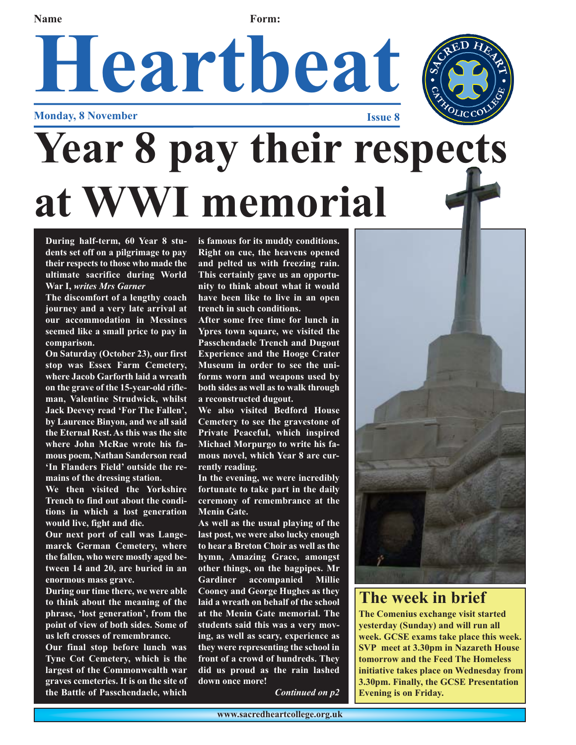Name Form:

# Heartbeat

**Monday, 8 November** **Issue 8**

# Year 8 pay their respects at WWI memorial

**During half-term, 60 Year 8 students set off on a pilgrimage to pay their respects to those who made the ultimate sacrifice during World War I,** ***writes Mrs Garner***

The discomfort of a lengthy coach journey and a very late arrival at our accommodation in Messines seemed like a small price to pay in comparison.

On Saturday (October 23), our first stop was Essex Farm Cemetery, where Jacob Garforth laid a wreath on the grave of the 15-year-old rifleman, Valentine Strudwick, whilst Jack Deevey read 'For The Fallen', by Laurence Binyon, and we all said the Eternal Rest. As this was the site where John McRae wrote his famous poem, Nathan Sanderson read 'In Flanders Field' outside the remains of the dressing station.

We then visited the Yorkshire Trench to find out about the conditions in which a lost generation would live, fight and die.

Our next port of call was Langemarck German Cemetery, where the fallen, who were mostly aged between 14 and 20, are buried in an enormous mass grave.

During our time there, we were able to think about the meaning of the phrase, 'lost generation', from the point of view of both sides. Some of us left crosses of remembrance.

Our final stop before lunch was Tyne Cot Cemetery, which is the largest of the Commonwealth war graves cemeteries. It is on the site of the Battle of Passchendaele, which is famous for its muddy conditions. Right on cue, the heavens opened and pelted us with freezing rain. This certainly gave us an opportunity to think about what it would have been like to live in an open trench in such conditions.

After some free time for lunch in Ypres town square, we visited the Passchendaele Trench and Dugout Experience and the Hooge Crater Museum in order to see the uniforms worn and weapons used by both sides as well as to walk through a reconstructed dugout.

We also visited Bedford House Cemetery to see the gravestone of Private Peaceful, which inspired Michael Morpurgo to write his famous novel, which Year 8 are currently reading.

In the evening, we were incredibly fortunate to take part in the daily ceremony of remembrance at the Menin Gate.

As well as the usual playing of the last post, we were also lucky enough to hear a Breton Choir as well as the hymn, Amazing Grace, amongst other things, on the bagpipes. Mr Gardiner accompanied Millie Cooney and George Hughes as they laid a wreath on behalf of the school at the Menin Gate memorial. The students said this was a very moving, as well as scary, experience as they were representing the school in front of a crowd of hundreds. They did us proud as the rain lashed down once more!

*Continued on p2*

## The week in brief

**The Comenius exchange visit started yesterday (Sunday) and will run all week. GCSE exams take place this week. SVP meet at 3.30pm in Nazareth House tomorrow and the Feed The Homeless initiative takes place on Wednesday from 3.30pm. Finally, the GCSE Presentation Evening is on Friday.**

www.sacredheartcollege.org.uk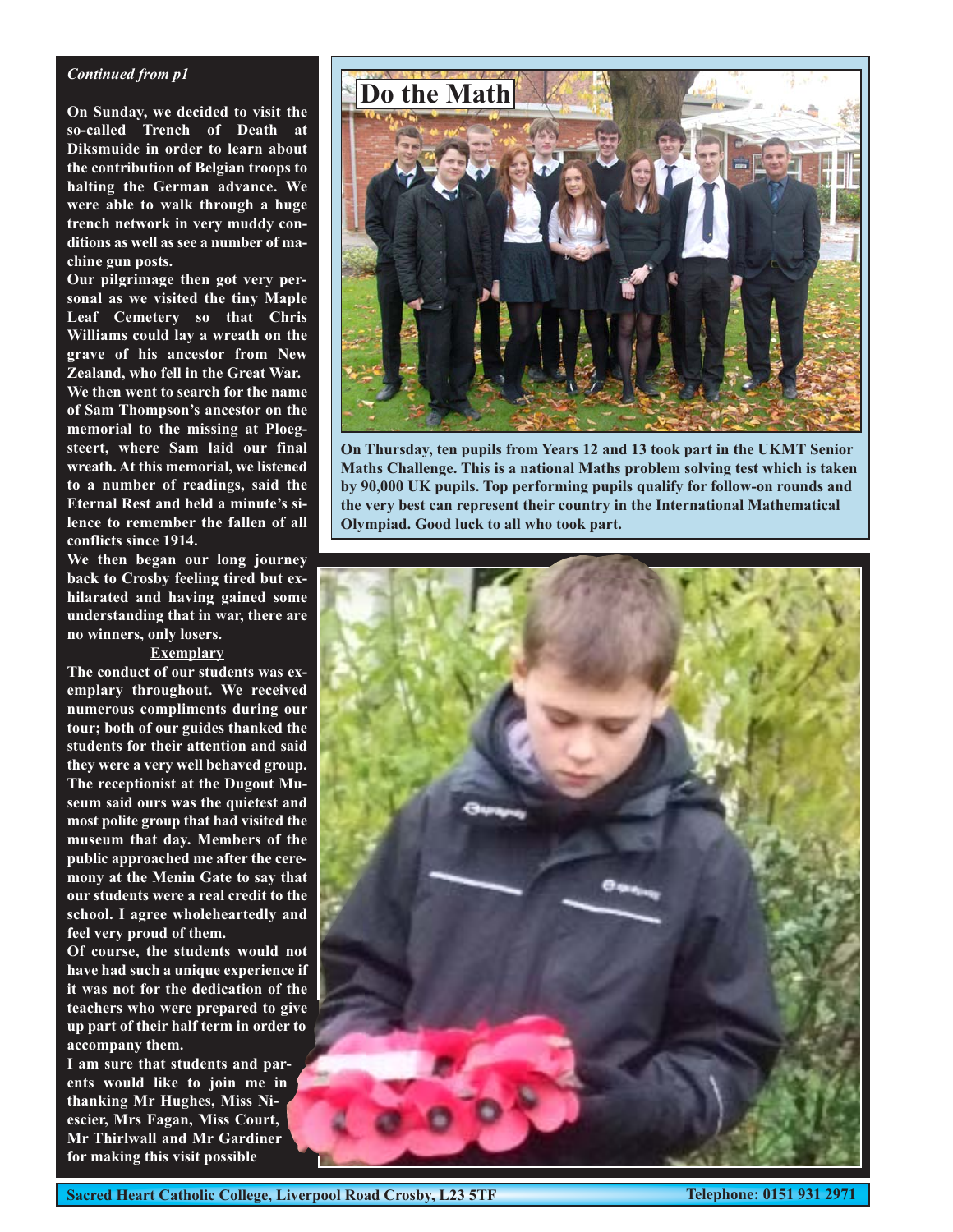*Continued from p1*

**On Sunday, we decided to visit the so-called Trench of Death at Diksmuide in order to learn about the contribution of Belgian troops to halting the German advance. We were able to walk through a huge trench network in very muddy conditions as well as see a number of machine gun posts.**

**Our pilgrimage then got very personal as we visited the tiny Maple Leaf Cemetery so that Chris Williams could lay a wreath on the grave of his ancestor from New Zealand, who fell in the Great War.**

**We then went to search for the name of Sam Thompson's ancestor on the memorial to the missing at Ploegsteert, where Sam laid our final wreath. At this memorial, we listened to a number of readings, said the Eternal Rest and held a minute's silence to remember the fallen of all conflicts since 1914.**

**We then began our long journey back to Crosby feeling tired but exhilarated and having gained some understanding that in war, there are no winners, only losers.**

## Exemplary

**The conduct of our students was exemplary throughout. We received numerous compliments during our tour; both of our guides thanked the students for their attention and said they were a very well behaved group. The receptionist at the Dugout Museum said ours was the quietest and most polite group that had visited the museum that day. Members of the public approached me after the ceremony at the Menin Gate to say that our students were a real credit to the school. I agree wholeheartedly and feel very proud of them.**

**Of course, the students would not have had such a unique experience if it was not for the dedication of the teachers who were prepared to give up part of their half term in order to accompany them.**

**I am sure that students and parents would like to join me in thanking Mr Hughes, Miss Niescier, Mrs Fagan, Miss Court, Mr Thirlwall and Mr Gardiner for making this visit possible**

# Do the Math

**On Thursday, ten pupils from Years 12 and 13 took part in the UKMT Senior Maths Challenge. This is a national Maths problem solving test which is taken by 90,000 UK pupils. Top performing pupils qualify for follow-on rounds and the very best can represent their country in the International Mathematical Olympiad. Good luck to all who took part.**

**Sacred Heart Catholic College, Liverpool Road Crosby, L23 5TF** **Telephone: 0151 931 2971**